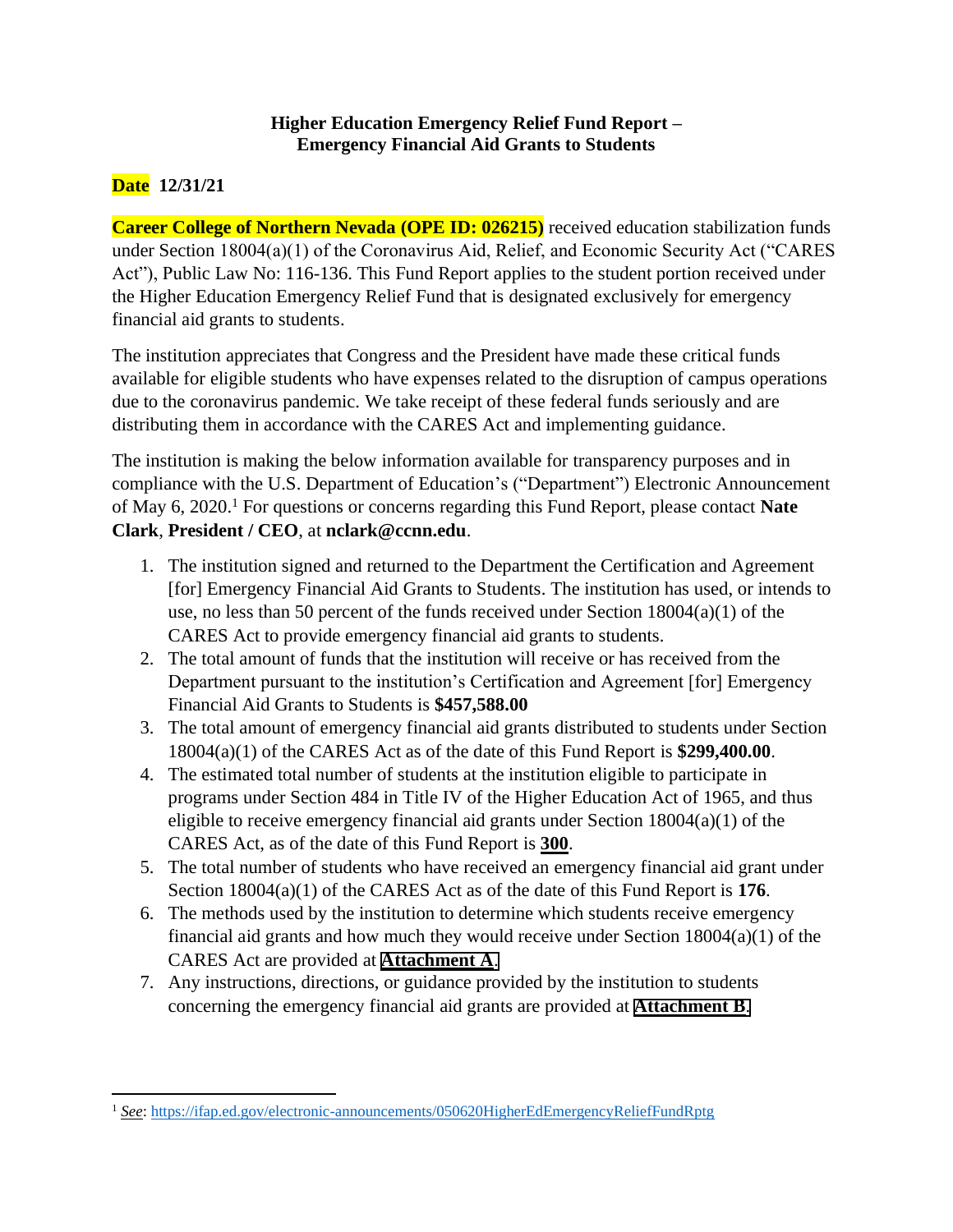**Higher Education Emergency Relief Fund Report –
Emergency Financial Aid Grants to Students**

**Date 12/31/21**

**Career College of Northern Nevada (OPE ID: 026215)** received education stabilization funds under Section 18004(a)(1) of the Coronavirus Aid, Relief, and Economic Security Act ("CARES Act"), Public Law No: 116-136. This Fund Report applies to the student portion received under the Higher Education Emergency Relief Fund that is designated exclusively for emergency financial aid grants to students.

The institution appreciates that Congress and the President have made these critical funds available for eligible students who have expenses related to the disruption of campus operations due to the coronavirus pandemic. We take receipt of these federal funds seriously and are distributing them in accordance with the CARES Act and implementing guidance.

The institution is making the below information available for transparency purposes and in compliance with the U.S. Department of Education's ("Department") Electronic Announcement of May 6, 2020.[1] For questions or concerns regarding this Fund Report, please contact **Nate Clark**, **President / CEO**, at **nclark@ccnn.edu**.

1. The institution signed and returned to the Department the Certification and Agreement [for] Emergency Financial Aid Grants to Students. The institution has used, or intends to use, no less than 50 percent of the funds received under Section 18004(a)(1) of the CARES Act to provide emergency financial aid grants to students.
2. The total amount of funds that the institution will receive or has received from the Department pursuant to the institution's Certification and Agreement [for] Emergency Financial Aid Grants to Students is **$457,588.00**
3. The total amount of emergency financial aid grants distributed to students under Section 18004(a)(1) of the CARES Act as of the date of this Fund Report is **$299,400.00**.
4. The estimated total number of students at the institution eligible to participate in programs under Section 484 in Title IV of the Higher Education Act of 1965, and thus eligible to receive emergency financial aid grants under Section 18004(a)(1) of the CARES Act, as of the date of this Fund Report is **300**.
5. The total number of students who have received an emergency financial aid grant under Section 18004(a)(1) of the CARES Act as of the date of this Fund Report is **176**.
6. The methods used by the institution to determine which students receive emergency financial aid grants and how much they would receive under Section 18004(a)(1) of the CARES Act are provided at **Attachment A**.
7. Any instructions, directions, or guidance provided by the institution to students concerning the emergency financial aid grants are provided at **Attachment B**.

---

[1] *See*: https://ifap.ed.gov/electronic-announcements/050620HigherEdEmergencyReliefFundRptg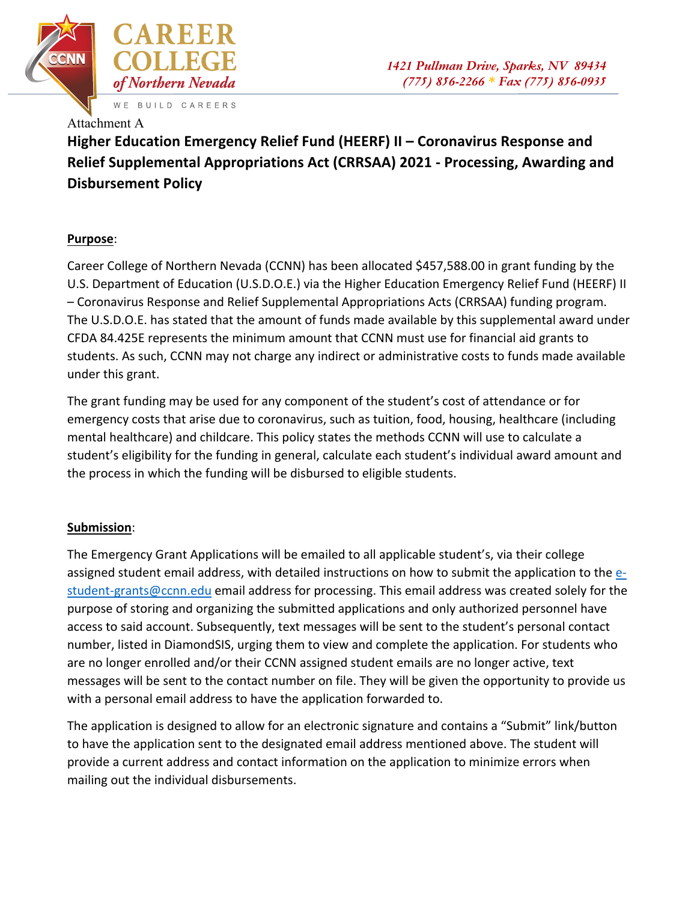Attachment A

# Higher Education Emergency Relief Fund (HEERF) II – Coronavirus Response and Relief Supplemental Appropriations Act (CRRSAA) 2021 - Processing, Awarding and Disbursement Policy

**Purpose**:

Career College of Northern Nevada (CCNN) has been allocated $457,588.00 in grant funding by the U.S. Department of Education (U.S.D.O.E.) via the Higher Education Emergency Relief Fund (HEERF) II – Coronavirus Response and Relief Supplemental Appropriations Acts (CRRSAA) funding program. The U.S.D.O.E. has stated that the amount of funds made available by this supplemental award under CFDA 84.425E represents the minimum amount that CCNN must use for financial aid grants to students. As such, CCNN may not charge any indirect or administrative costs to funds made available under this grant.

The grant funding may be used for any component of the student's cost of attendance or for emergency costs that arise due to coronavirus, such as tuition, food, housing, healthcare (including mental healthcare) and childcare. This policy states the methods CCNN will use to calculate a student's eligibility for the funding in general, calculate each student's individual award amount and the process in which the funding will be disbursed to eligible students.

**Submission**:

The Emergency Grant Applications will be emailed to all applicable student's, via their college assigned student email address, with detailed instructions on how to submit the application to the e-student-grants@ccnn.edu email address for processing. This email address was created solely for the purpose of storing and organizing the submitted applications and only authorized personnel have access to said account. Subsequently, text messages will be sent to the student's personal contact number, listed in DiamondSIS, urging them to view and complete the application. For students who are no longer enrolled and/or their CCNN assigned student emails are no longer active, text messages will be sent to the contact number on file. They will be given the opportunity to provide us with a personal email address to have the application forwarded to.

The application is designed to allow for an electronic signature and contains a "Submit" link/button to have the application sent to the designated email address mentioned above. The student will provide a current address and contact information on the application to minimize errors when mailing out the individual disbursements.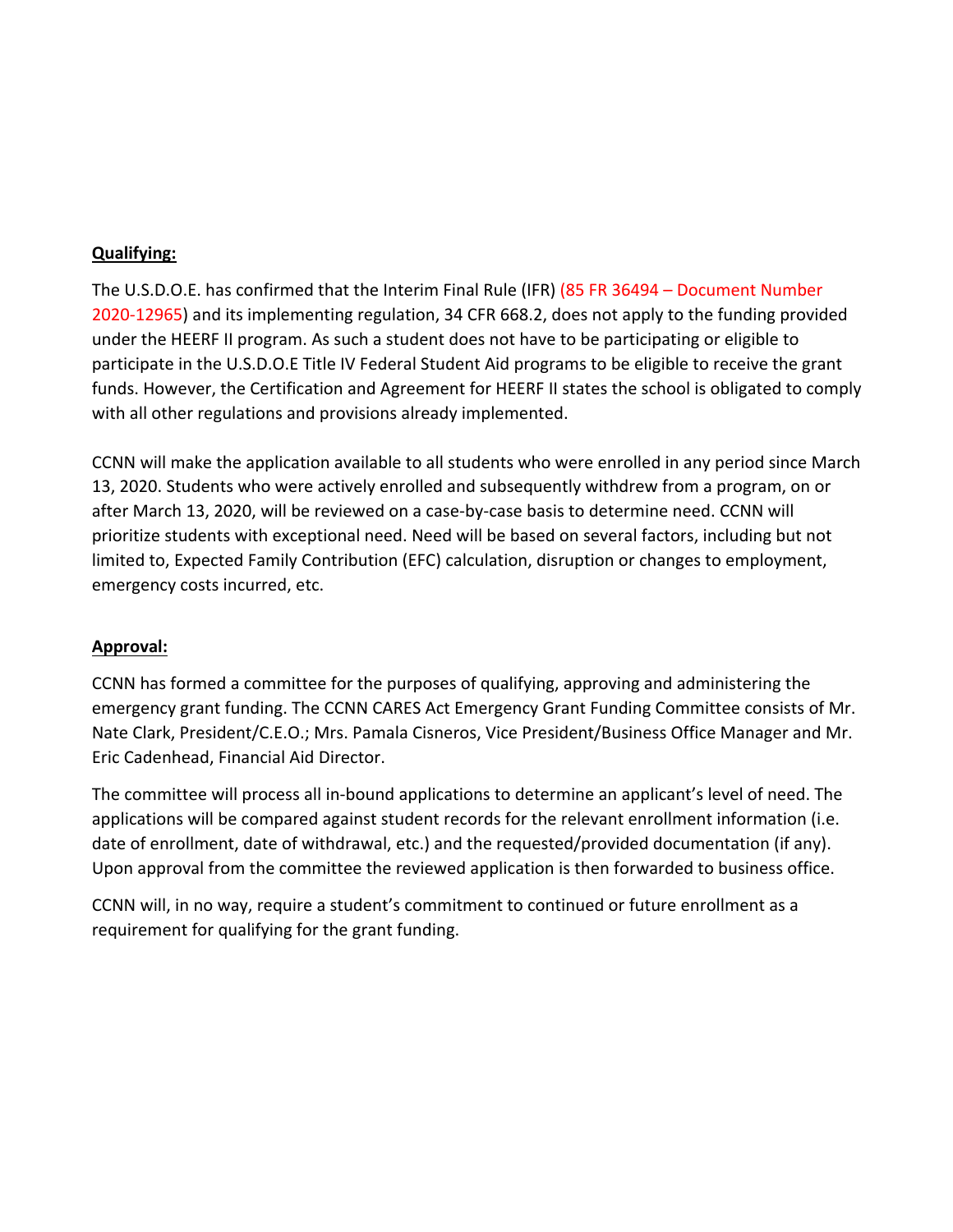**Qualifying:**

The U.S.D.O.E. has confirmed that the Interim Final Rule (IFR) (85 FR 36494 – Document Number 2020-12965) and its implementing regulation, 34 CFR 668.2, does not apply to the funding provided under the HEERF II program. As such a student does not have to be participating or eligible to participate in the U.S.D.O.E Title IV Federal Student Aid programs to be eligible to receive the grant funds. However, the Certification and Agreement for HEERF II states the school is obligated to comply with all other regulations and provisions already implemented.

CCNN will make the application available to all students who were enrolled in any period since March 13, 2020. Students who were actively enrolled and subsequently withdrew from a program, on or after March 13, 2020, will be reviewed on a case-by-case basis to determine need. CCNN will prioritize students with exceptional need. Need will be based on several factors, including but not limited to, Expected Family Contribution (EFC) calculation, disruption or changes to employment, emergency costs incurred, etc.

**Approval:**

CCNN has formed a committee for the purposes of qualifying, approving and administering the emergency grant funding. The CCNN CARES Act Emergency Grant Funding Committee consists of Mr. Nate Clark, President/C.E.O.; Mrs. Pamala Cisneros, Vice President/Business Office Manager and Mr. Eric Cadenhead, Financial Aid Director.

The committee will process all in-bound applications to determine an applicant's level of need. The applications will be compared against student records for the relevant enrollment information (i.e. date of enrollment, date of withdrawal, etc.) and the requested/provided documentation (if any). Upon approval from the committee the reviewed application is then forwarded to business office.

CCNN will, in no way, require a student's commitment to continued or future enrollment as a requirement for qualifying for the grant funding.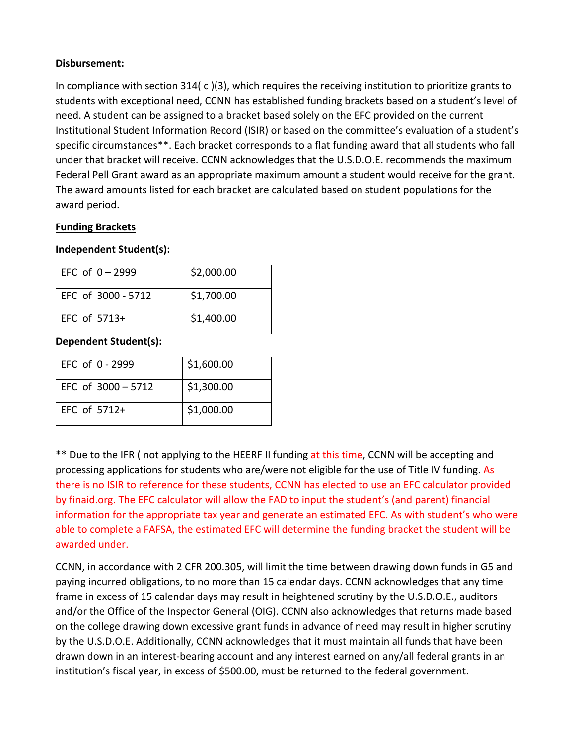**Disbursement:**

In compliance with section 314( c )(3), which requires the receiving institution to prioritize grants to students with exceptional need, CCNN has established funding brackets based on a student's level of need. A student can be assigned to a bracket based solely on the EFC provided on the current Institutional Student Information Record (ISIR) or based on the committee's evaluation of a student's specific circumstances**. Each bracket corresponds to a flat funding award that all students who fall under that bracket will receive. CCNN acknowledges that the U.S.D.O.E. recommends the maximum Federal Pell Grant award as an appropriate maximum amount a student would receive for the grant. The award amounts listed for each bracket are calculated based on student populations for the award period.

**Funding Brackets**

**Independent Student(s):**

| EFC of 0 – 2999 | $2,000.00 |
|---|---|
| EFC of 3000 - 5712 | $1,700.00 |
| EFC of 5713+ | $1,400.00 |

**Dependent Student(s):**

| EFC of 0 - 2999 | $1,600.00 |
|---|---|
| EFC of 3000 – 5712 | $1,300.00 |
| EFC of 5712+ | $1,000.00 |

** Due to the IFR ( not applying to the HEERF II funding at this time, CCNN will be accepting and processing applications for students who are/were not eligible for the use of Title IV funding. As there is no ISIR to reference for these students, CCNN has elected to use an EFC calculator provided by finaid.org. The EFC calculator will allow the FAD to input the student's (and parent) financial information for the appropriate tax year and generate an estimated EFC. As with student's who were able to complete a FAFSA, the estimated EFC will determine the funding bracket the student will be awarded under.

CCNN, in accordance with 2 CFR 200.305, will limit the time between drawing down funds in G5 and paying incurred obligations, to no more than 15 calendar days. CCNN acknowledges that any time frame in excess of 15 calendar days may result in heightened scrutiny by the U.S.D.O.E., auditors and/or the Office of the Inspector General (OIG). CCNN also acknowledges that returns made based on the college drawing down excessive grant funds in advance of need may result in higher scrutiny by the U.S.D.O.E. Additionally, CCNN acknowledges that it must maintain all funds that have been drawn down in an interest-bearing account and any interest earned on any/all federal grants in an institution's fiscal year, in excess of $500.00, must be returned to the federal government.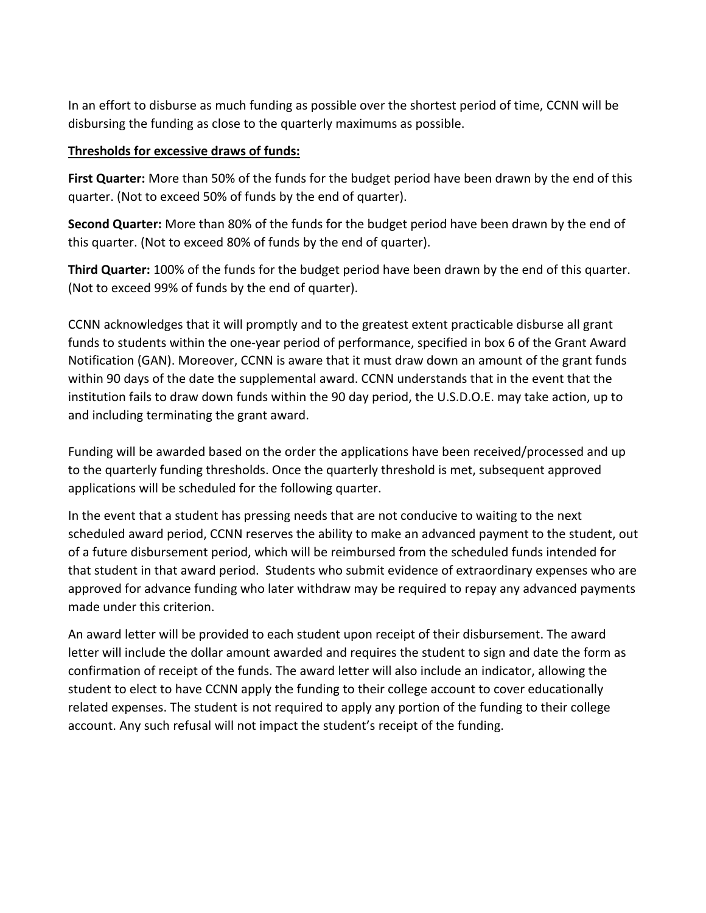In an effort to disburse as much funding as possible over the shortest period of time, CCNN will be disbursing the funding as close to the quarterly maximums as possible.

**Thresholds for excessive draws of funds:**

**First Quarter:** More than 50% of the funds for the budget period have been drawn by the end of this quarter. (Not to exceed 50% of funds by the end of quarter).

**Second Quarter:** More than 80% of the funds for the budget period have been drawn by the end of this quarter. (Not to exceed 80% of funds by the end of quarter).

**Third Quarter:** 100% of the funds for the budget period have been drawn by the end of this quarter. (Not to exceed 99% of funds by the end of quarter).

CCNN acknowledges that it will promptly and to the greatest extent practicable disburse all grant funds to students within the one-year period of performance, specified in box 6 of the Grant Award Notification (GAN). Moreover, CCNN is aware that it must draw down an amount of the grant funds within 90 days of the date the supplemental award. CCNN understands that in the event that the institution fails to draw down funds within the 90 day period, the U.S.D.O.E. may take action, up to and including terminating the grant award.

Funding will be awarded based on the order the applications have been received/processed and up to the quarterly funding thresholds. Once the quarterly threshold is met, subsequent approved applications will be scheduled for the following quarter.

In the event that a student has pressing needs that are not conducive to waiting to the next scheduled award period, CCNN reserves the ability to make an advanced payment to the student, out of a future disbursement period, which will be reimbursed from the scheduled funds intended for that student in that award period. Students who submit evidence of extraordinary expenses who are approved for advance funding who later withdraw may be required to repay any advanced payments made under this criterion.

An award letter will be provided to each student upon receipt of their disbursement. The award letter will include the dollar amount awarded and requires the student to sign and date the form as confirmation of receipt of the funds. The award letter will also include an indicator, allowing the student to elect to have CCNN apply the funding to their college account to cover educationally related expenses. The student is not required to apply any portion of the funding to their college account. Any such refusal will not impact the student's receipt of the funding.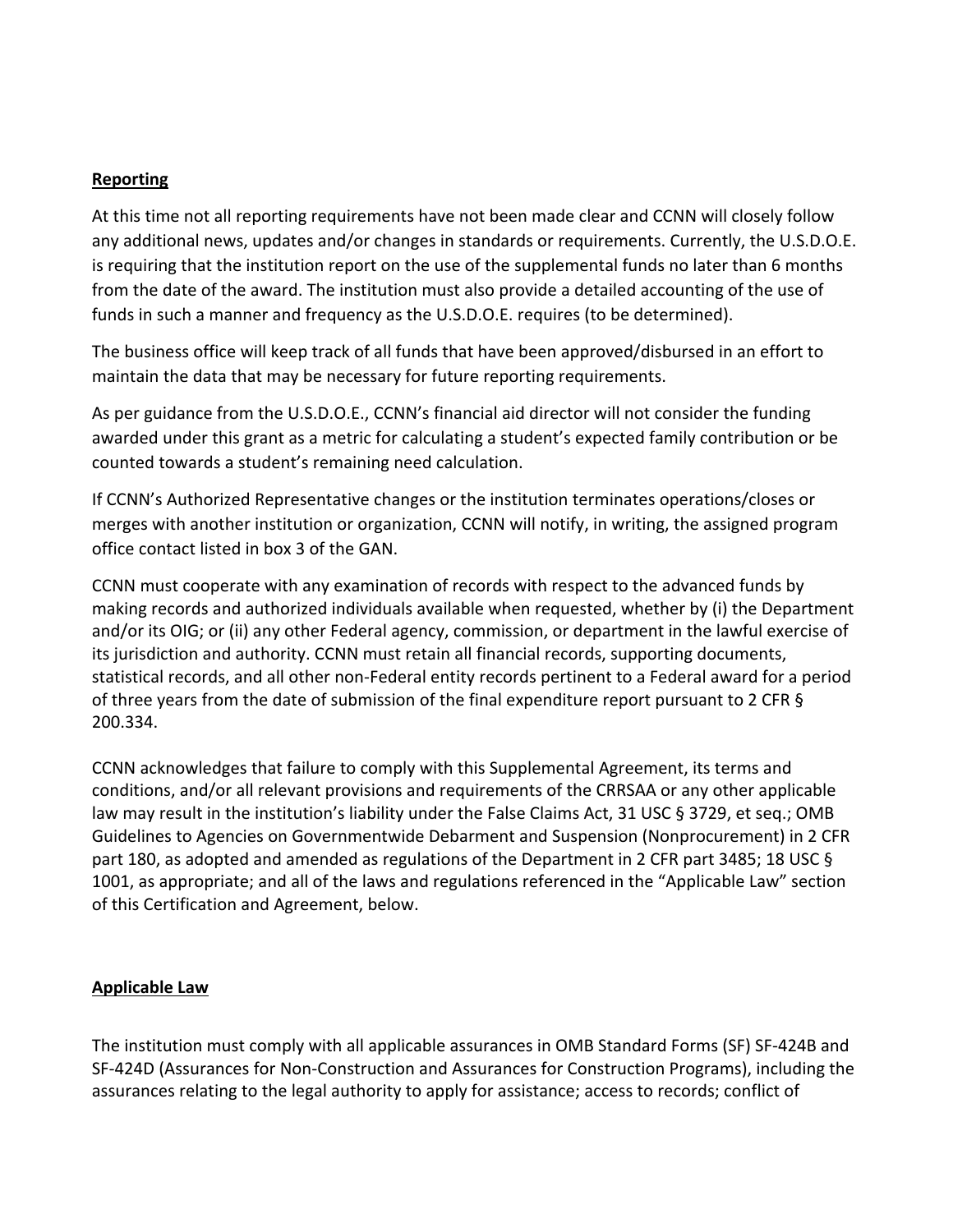**Reporting**

At this time not all reporting requirements have not been made clear and CCNN will closely follow any additional news, updates and/or changes in standards or requirements. Currently, the U.S.D.O.E. is requiring that the institution report on the use of the supplemental funds no later than 6 months from the date of the award. The institution must also provide a detailed accounting of the use of funds in such a manner and frequency as the U.S.D.O.E. requires (to be determined).

The business office will keep track of all funds that have been approved/disbursed in an effort to maintain the data that may be necessary for future reporting requirements.

As per guidance from the U.S.D.O.E., CCNN's financial aid director will not consider the funding awarded under this grant as a metric for calculating a student's expected family contribution or be counted towards a student's remaining need calculation.

If CCNN's Authorized Representative changes or the institution terminates operations/closes or merges with another institution or organization, CCNN will notify, in writing, the assigned program office contact listed in box 3 of the GAN.

CCNN must cooperate with any examination of records with respect to the advanced funds by making records and authorized individuals available when requested, whether by (i) the Department and/or its OIG; or (ii) any other Federal agency, commission, or department in the lawful exercise of its jurisdiction and authority. CCNN must retain all financial records, supporting documents, statistical records, and all other non-Federal entity records pertinent to a Federal award for a period of three years from the date of submission of the final expenditure report pursuant to 2 CFR § 200.334.

CCNN acknowledges that failure to comply with this Supplemental Agreement, its terms and conditions, and/or all relevant provisions and requirements of the CRRSAA or any other applicable law may result in the institution's liability under the False Claims Act, 31 USC § 3729, et seq.; OMB Guidelines to Agencies on Governmentwide Debarment and Suspension (Nonprocurement) in 2 CFR part 180, as adopted and amended as regulations of the Department in 2 CFR part 3485; 18 USC § 1001, as appropriate; and all of the laws and regulations referenced in the "Applicable Law" section of this Certification and Agreement, below.

**Applicable Law**

The institution must comply with all applicable assurances in OMB Standard Forms (SF) SF-424B and SF-424D (Assurances for Non-Construction and Assurances for Construction Programs), including the assurances relating to the legal authority to apply for assistance; access to records; conflict of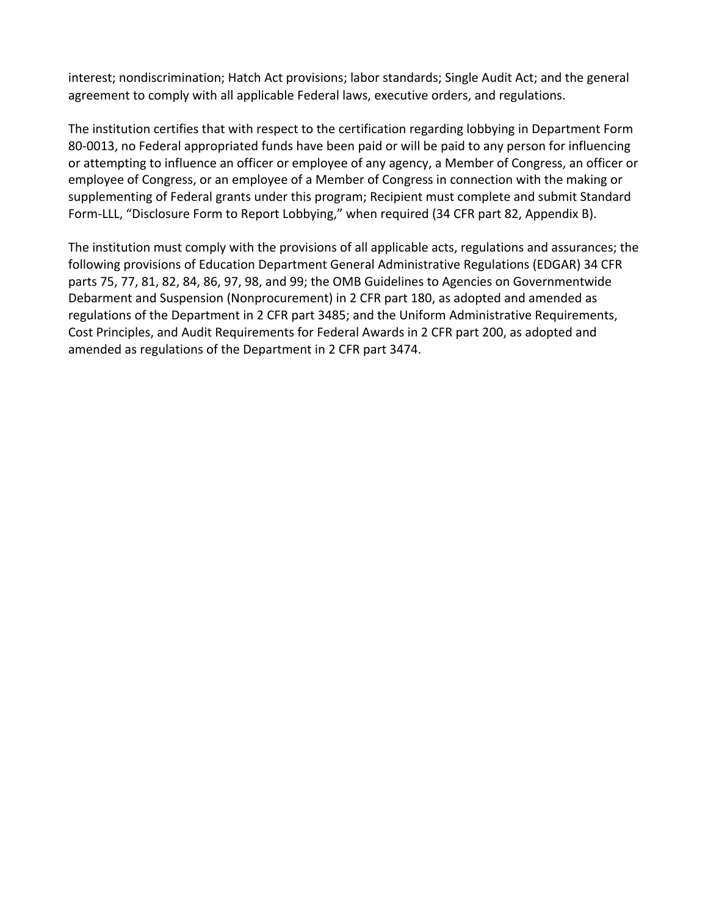interest; nondiscrimination; Hatch Act provisions; labor standards; Single Audit Act; and the general agreement to comply with all applicable Federal laws, executive orders, and regulations.

The institution certifies that with respect to the certification regarding lobbying in Department Form 80-0013, no Federal appropriated funds have been paid or will be paid to any person for influencing or attempting to influence an officer or employee of any agency, a Member of Congress, an officer or employee of Congress, or an employee of a Member of Congress in connection with the making or supplementing of Federal grants under this program; Recipient must complete and submit Standard Form-LLL, "Disclosure Form to Report Lobbying," when required (34 CFR part 82, Appendix B).

The institution must comply with the provisions of all applicable acts, regulations and assurances; the following provisions of Education Department General Administrative Regulations (EDGAR) 34 CFR parts 75, 77, 81, 82, 84, 86, 97, 98, and 99; the OMB Guidelines to Agencies on Governmentwide Debarment and Suspension (Nonprocurement) in 2 CFR part 180, as adopted and amended as regulations of the Department in 2 CFR part 3485; and the Uniform Administrative Requirements, Cost Principles, and Audit Requirements for Federal Awards in 2 CFR part 200, as adopted and amended as regulations of the Department in 2 CFR part 3474.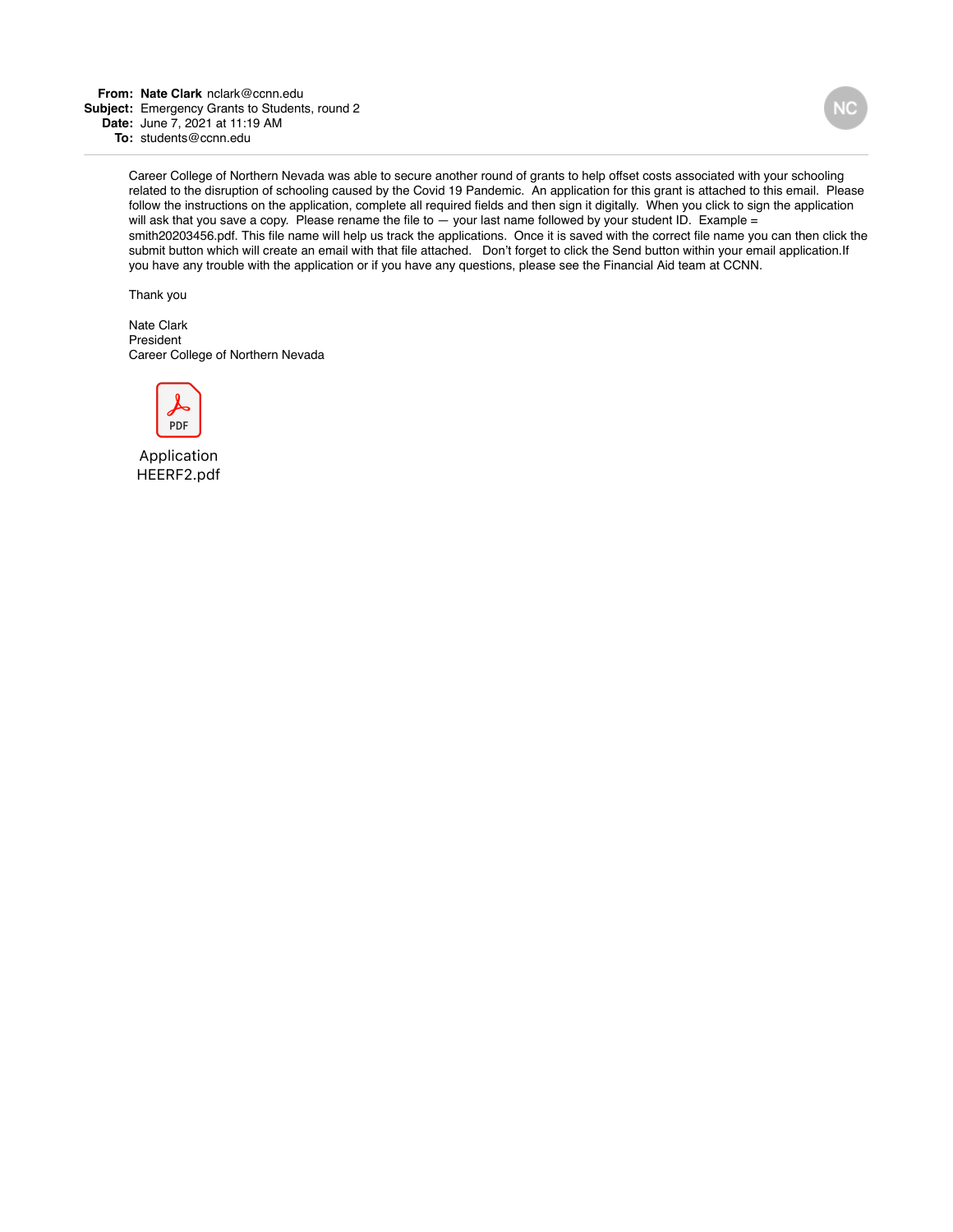**From:** **Nate Clark** nclark@ccnn.edu
**Subject:** Emergency Grants to Students, round 2
**Date:** June 7, 2021 at 11:19 AM
**To:** students@ccnn.edu

Career College of Northern Nevada was able to secure another round of grants to help offset costs associated with your schooling related to the disruption of schooling caused by the Covid 19 Pandemic. An application for this grant is attached to this email. Please follow the instructions on the application, complete all required fields and then sign it digitally. When you click to sign the application will ask that you save a copy. Please rename the file to — your last name followed by your student ID. Example = smith20203456.pdf. This file name will help us track the applications. Once it is saved with the correct file name you can then click the submit button which will create an email with that file attached. Don't forget to click the Send button within your email application.If you have any trouble with the application or if you have any questions, please see the Financial Aid team at CCNN.

Thank you

Nate Clark
President
Career College of Northern Nevada

Application HEERF2.pdf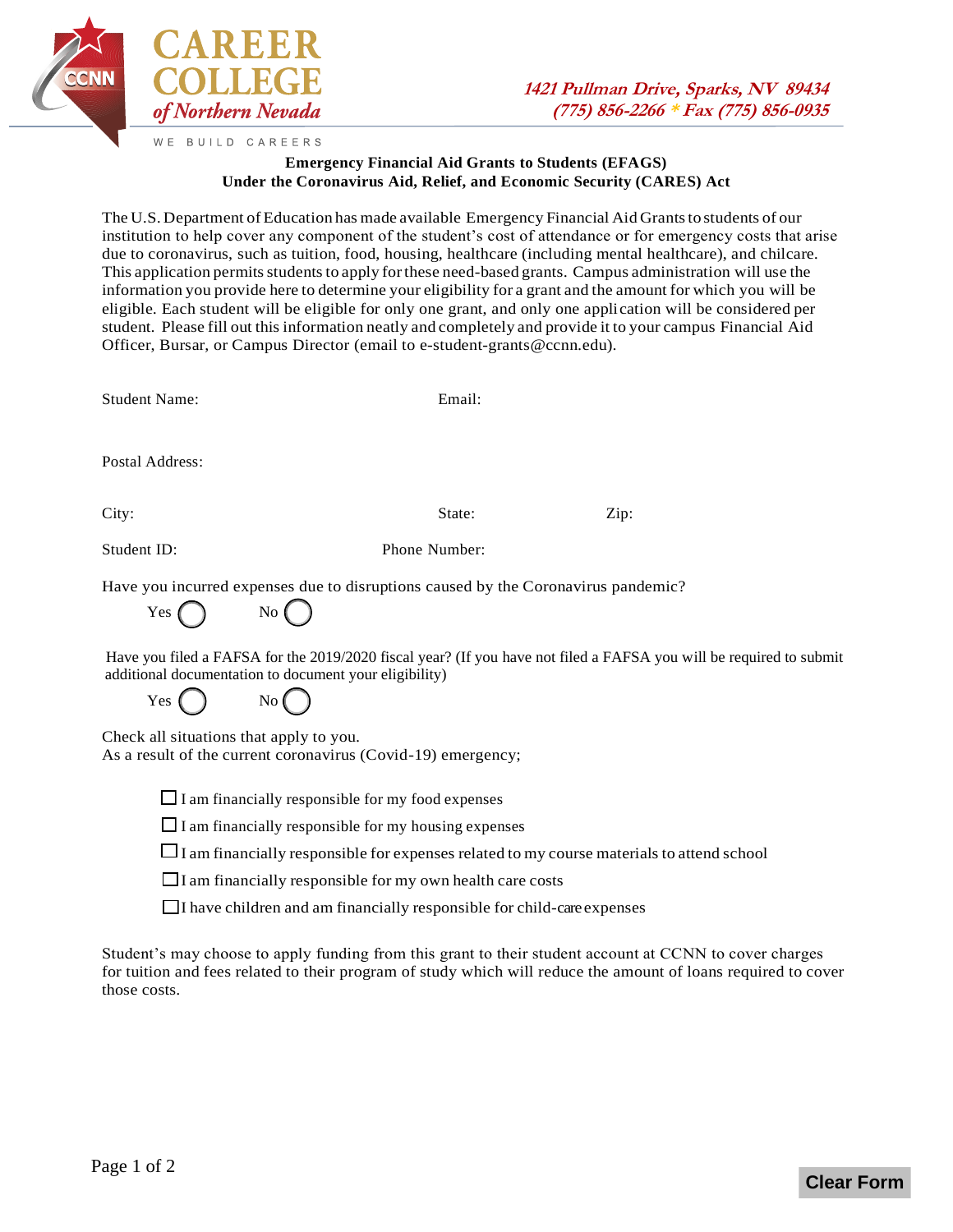**CAREER COLLEGE** *of Northern Nevada*

WE BUILD CAREERS

*1421 Pullman Drive, Sparks, NV 89434*
*(775) 856-2266 * Fax (775) 856-0935*

**Emergency Financial Aid Grants to Students (EFAGS)**
**Under the Coronavirus Aid, Relief, and Economic Security (CARES) Act**

The U.S. Department of Education has made available Emergency Financial Aid Grants to students of our institution to help cover any component of the student's cost of attendance or for emergency costs that arise due to coronavirus, such as tuition, food, housing, healthcare (including mental healthcare), and chilcare. This application permits students to apply for these need-based grants. Campus administration will use the information you provide here to determine your eligibility for a grant and the amount for which you will be eligible. Each student will be eligible for only one grant, and only one application will be considered per student. Please fill out this information neatly and completely and provide it to your campus Financial Aid Officer, Bursar, or Campus Director (email to e-student-grants@ccnn.edu).

Student Name: Email:

Postal Address:

City: State: Zip:

Student ID: Phone Number:

Have you incurred expenses due to disruptions caused by the Coronavirus pandemic?

Yes ◯ No ◯

Have you filed a FAFSA for the 2019/2020 fiscal year? (If you have not filed a FAFSA you will be required to submit additional documentation to document your eligibility)

Yes ◯ No ◯

Check all situations that apply to you.
As a result of the current coronavirus (Covid-19) emergency;

- ☐ I am financially responsible for my food expenses
- ☐ I am financially responsible for my housing expenses
- ☐ I am financially responsible for expenses related to my course materials to attend school
- ☐ I am financially responsible for my own health care costs
- ☐ I have children and am financially responsible for child-care expenses

Student's may choose to apply funding from this grant to their student account at CCNN to cover charges for tuition and fees related to their program of study which will reduce the amount of loans required to cover those costs.

Clear Form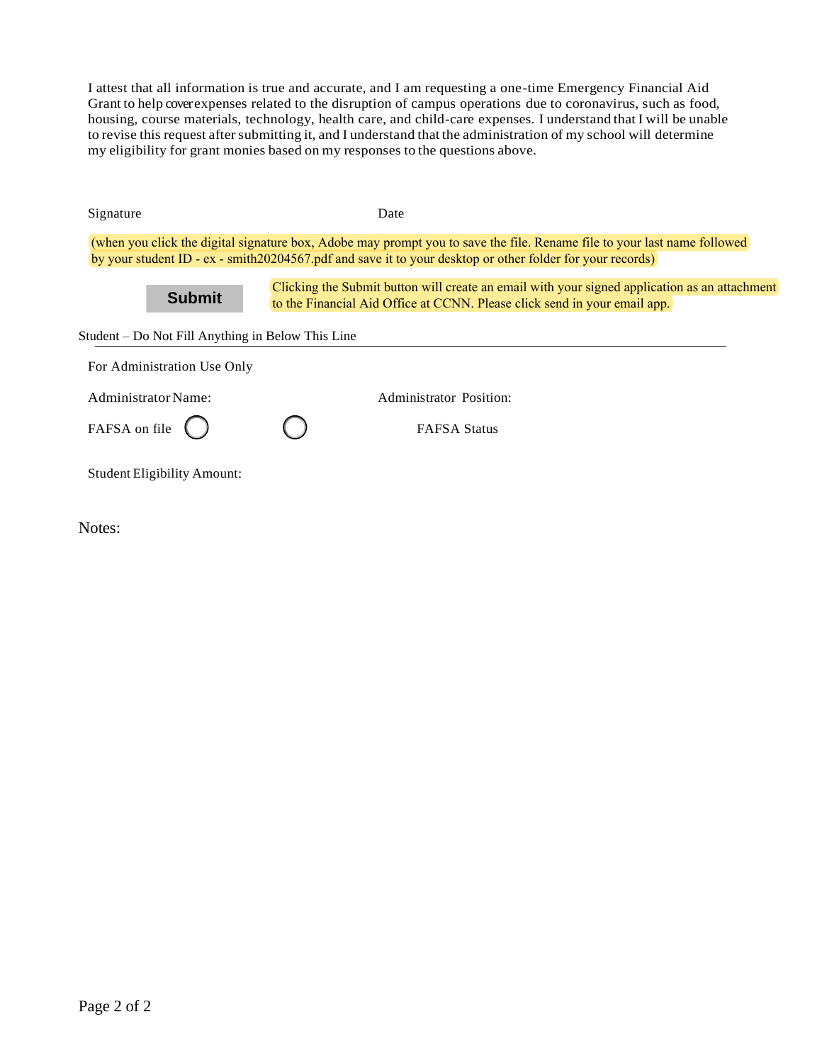I attest that all information is true and accurate, and I am requesting a one-time Emergency Financial Aid Grant to help cover expenses related to the disruption of campus operations due to coronavirus, such as food, housing, course materials, technology, health care, and child-care expenses. I understand that I will be unable to revise this request after submitting it, and I understand that the administration of my school will determine my eligibility for grant monies based on my responses to the questions above.

Signature                                        Date

(when you click the digital signature box, Adobe may prompt you to save the file. Rename file to your last name followed by your student ID - ex - smith20204567.pdf and save it to your desktop or other folder for your records)

**Submit**

Clicking the Submit button will create an email with your signed application as an attachment to the Financial Aid Office at CCNN. Please click send in your email app.

Student – Do Not Fill Anything in Below This Line

---

For Administration Use Only

Administrator Name:                                        Administrator Position:

FAFSA on file ◯                    ◯                    FAFSA Status

Student Eligibility Amount:

Notes: